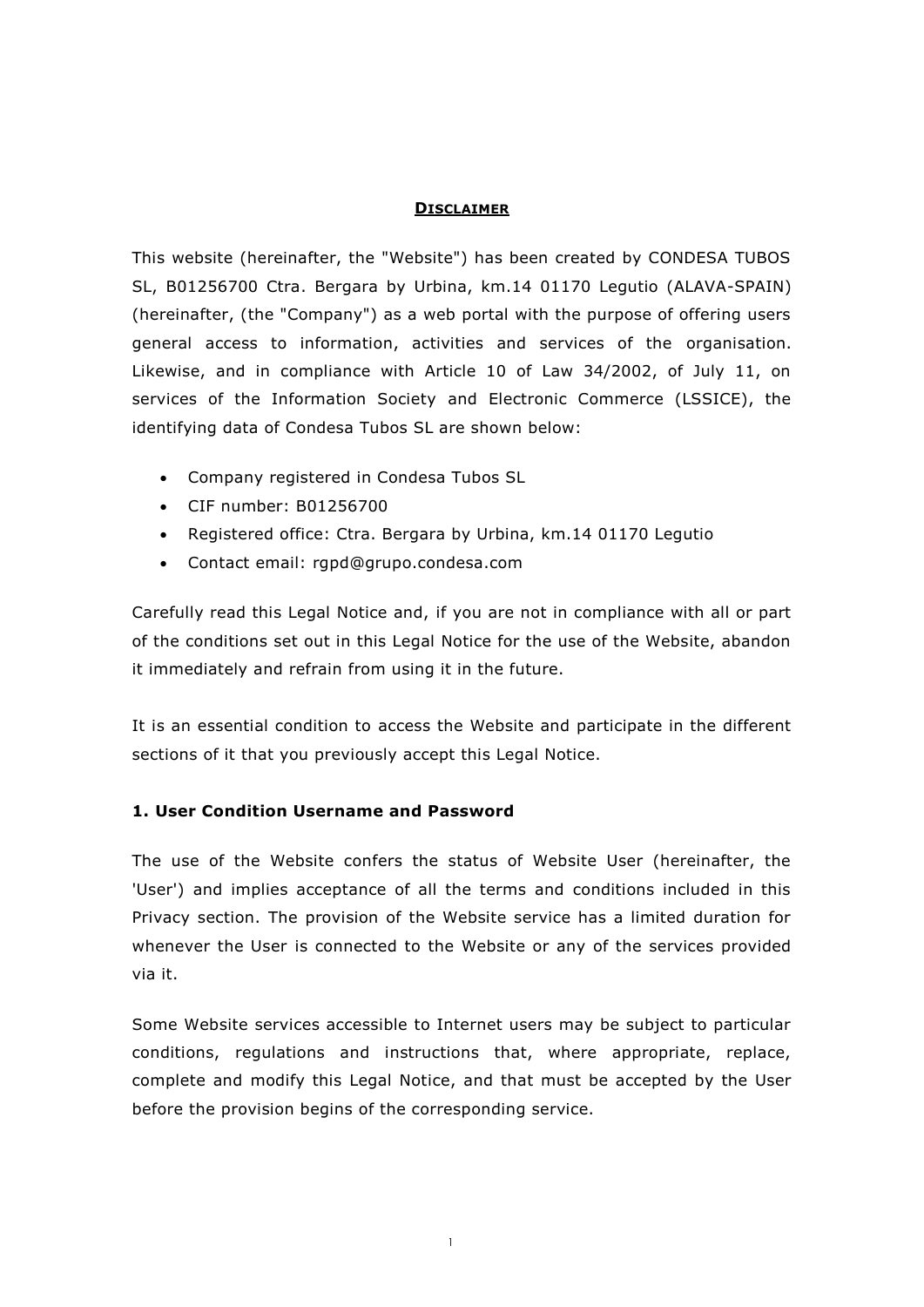## DISCLAIMER

This website (hereinafter, the "Website") has been created by CONDESA TUBOS SL, B01256700 Ctra. Bergara by Urbina, km.14 01170 Legutio (ALAVA-SPAIN) (hereinafter, (the "Company") as a web portal with the purpose of offering users general access to information, activities and services of the organisation. Likewise, and in compliance with Article 10 of Law 34/2002, of July 11, on services of the Information Society and Electronic Commerce (LSSICE), the identifying data of Condesa Tubos SL are shown below:

- Company registered in Condesa Tubos SL
- CIF number: B01256700
- Registered office: Ctra. Bergara by Urbina, km.14 01170 Legutio
- Contact email: rgpd@grupo.condesa.com

Carefully read this Legal Notice and, if you are not in compliance with all or part of the conditions set out in this Legal Notice for the use of the Website, abandon it immediately and refrain from using it in the future.

It is an essential condition to access the Website and participate in the different sections of it that you previously accept this Legal Notice.

### 1. User Condition Username and Password

The use of the Website confers the status of Website User (hereinafter, the 'User') and implies acceptance of all the terms and conditions included in this Privacy section. The provision of the Website service has a limited duration for whenever the User is connected to the Website or any of the services provided via it.

Some Website services accessible to Internet users may be subject to particular conditions, regulations and instructions that, where appropriate, replace, complete and modify this Legal Notice, and that must be accepted by the User before the provision begins of the corresponding service.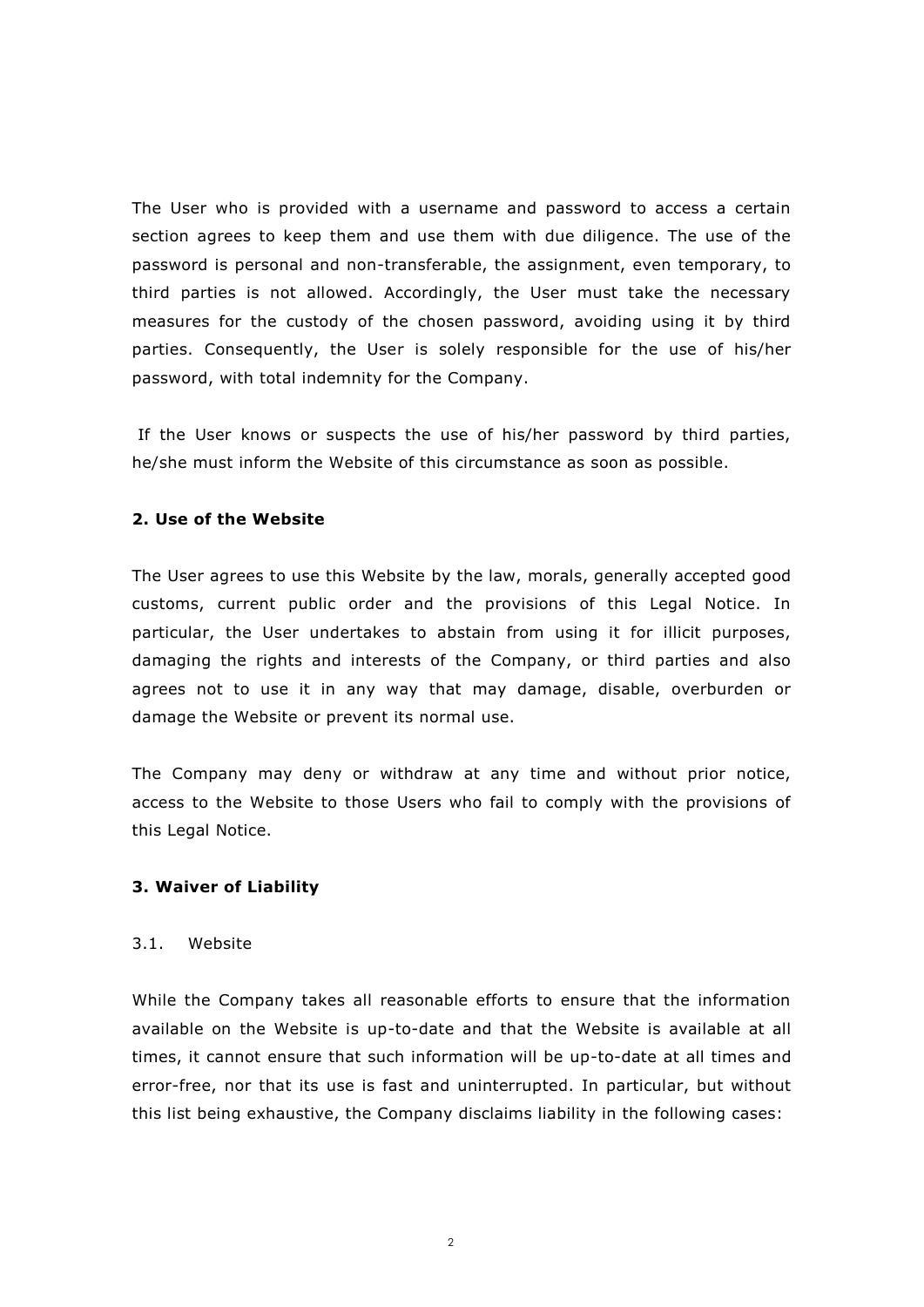The User who is provided with a username and password to access a certain section agrees to keep them and use them with due diligence. The use of the password is personal and non-transferable, the assignment, even temporary, to third parties is not allowed. Accordingly, the User must take the necessary measures for the custody of the chosen password, avoiding using it by third parties. Consequently, the User is solely responsible for the use of his/her password, with total indemnity for the Company.

If the User knows or suspects the use of his/her password by third parties, he/she must inform the Website of this circumstance as soon as possible.

**2. Use of the Website**

The User agrees to use this Website by the law, morals, generally accepted good customs, current public order and the provisions of this Legal Notice. In particular, the User undertakes to abstain from using it for illicit purposes, damaging the rights and interests of the Company, or third parties and also agrees not to use it in any way that may damage, disable, overburden or damage the Website or prevent its normal use.

The Company may deny or withdraw at any time and without prior notice, access to the Website to those Users who fail to comply with the provisions of this Legal Notice.

**3. Waiver of Liability**

3.1. Website

While the Company takes all reasonable efforts to ensure that the information available on the Website is up-to-date and that the Website is available at all times, it cannot ensure that such information will be up-to-date at all times and error-free, nor that its use is fast and uninterrupted. In particular, but without this list being exhaustive, the Company disclaims liability in the following cases: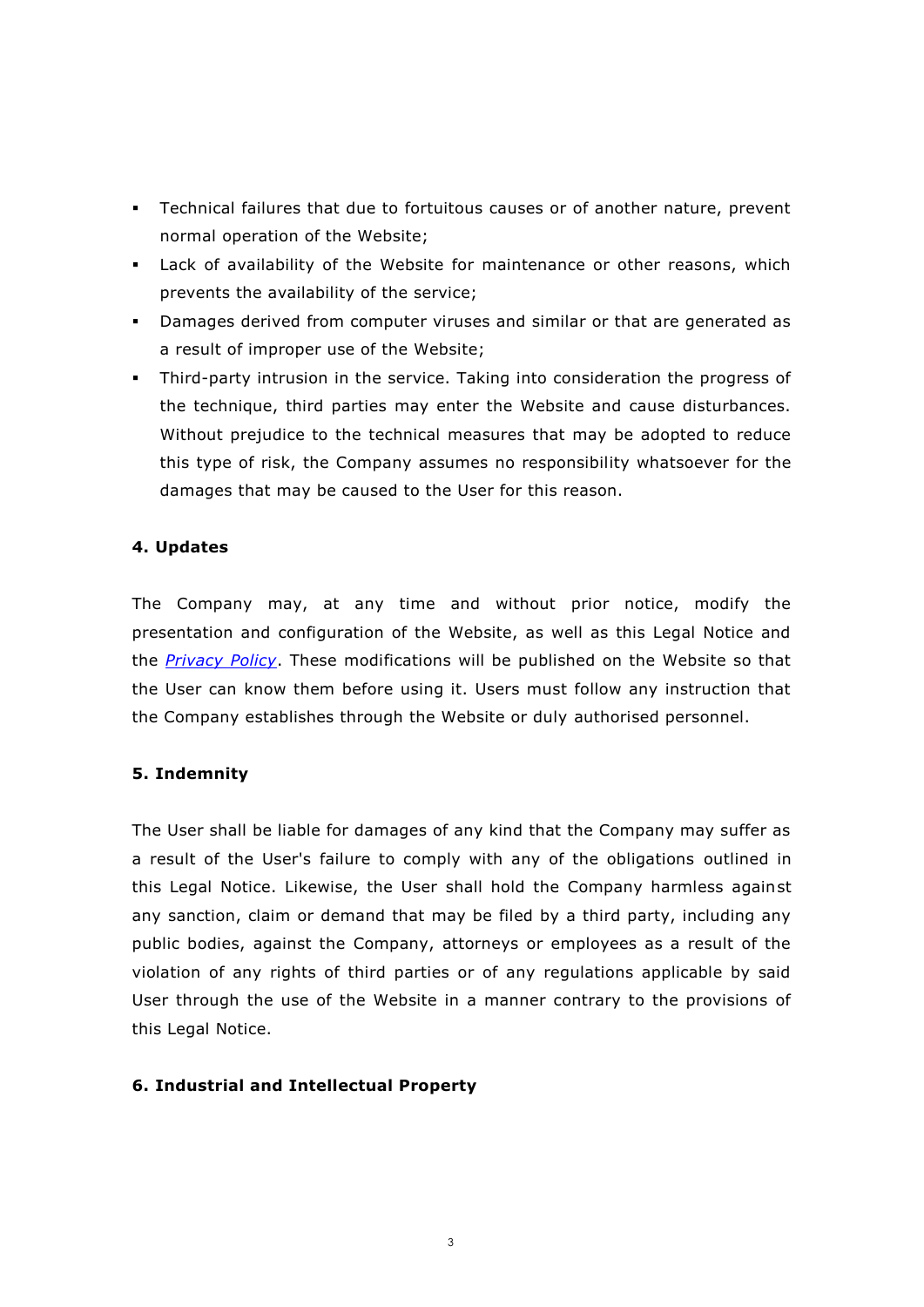- Technical failures that due to fortuitous causes or of another nature, prevent normal operation of the Website;
- Lack of availability of the Website for maintenance or other reasons, which prevents the availability of the service;
- Damages derived from computer viruses and similar or that are generated as a result of improper use of the Website;
- Third-party intrusion in the service. Taking into consideration the progress of the technique, third parties may enter the Website and cause disturbances. Without prejudice to the technical measures that may be adopted to reduce this type of risk, the Company assumes no responsibility whatsoever for the damages that may be caused to the User for this reason.

**4. Updates**

The Company may, at any time and without prior notice, modify the presentation and configuration of the Website, as well as this Legal Notice and the *Privacy Policy*. These modifications will be published on the Website so that the User can know them before using it. Users must follow any instruction that the Company establishes through the Website or duly authorised personnel.

**5. Indemnity**

The User shall be liable for damages of any kind that the Company may suffer as a result of the User's failure to comply with any of the obligations outlined in this Legal Notice. Likewise, the User shall hold the Company harmless against any sanction, claim or demand that may be filed by a third party, including any public bodies, against the Company, attorneys or employees as a result of the violation of any rights of third parties or of any regulations applicable by said User through the use of the Website in a manner contrary to the provisions of this Legal Notice.

**6. Industrial and Intellectual Property**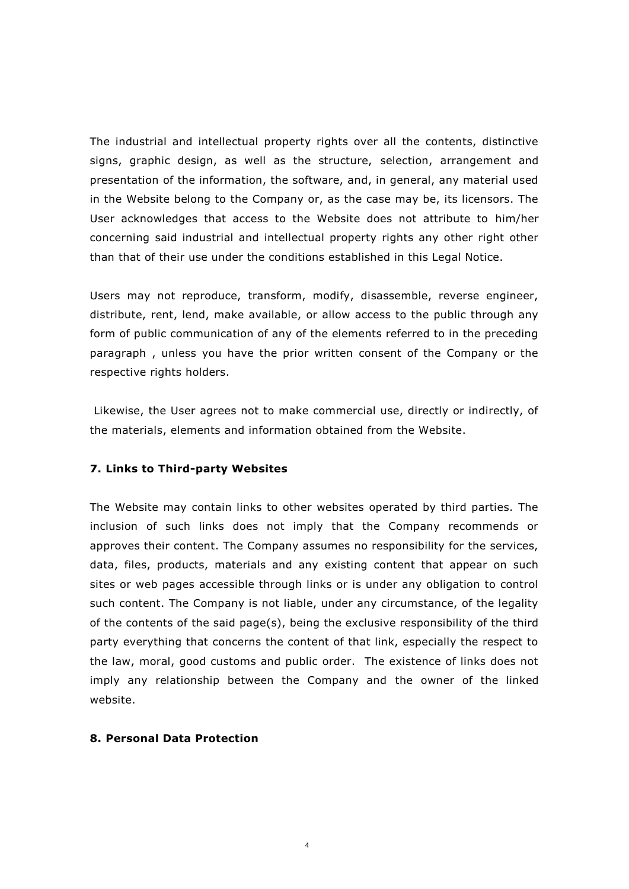The industrial and intellectual property rights over all the contents, distinctive signs, graphic design, as well as the structure, selection, arrangement and presentation of the information, the software, and, in general, any material used in the Website belong to the Company or, as the case may be, its licensors. The User acknowledges that access to the Website does not attribute to him/her concerning said industrial and intellectual property rights any other right other than that of their use under the conditions established in this Legal Notice.

Users may not reproduce, transform, modify, disassemble, reverse engineer, distribute, rent, lend, make available, or allow access to the public through any form of public communication of any of the elements referred to in the preceding paragraph , unless you have the prior written consent of the Company or the respective rights holders.

Likewise, the User agrees not to make commercial use, directly or indirectly, of the materials, elements and information obtained from the Website.

**7. Links to Third-party Websites**

The Website may contain links to other websites operated by third parties. The inclusion of such links does not imply that the Company recommends or approves their content. The Company assumes no responsibility for the services, data, files, products, materials and any existing content that appear on such sites or web pages accessible through links or is under any obligation to control such content. The Company is not liable, under any circumstance, of the legality of the contents of the said page(s), being the exclusive responsibility of the third party everything that concerns the content of that link, especially the respect to the law, moral, good customs and public order. The existence of links does not imply any relationship between the Company and the owner of the linked website.

**8. Personal Data Protection**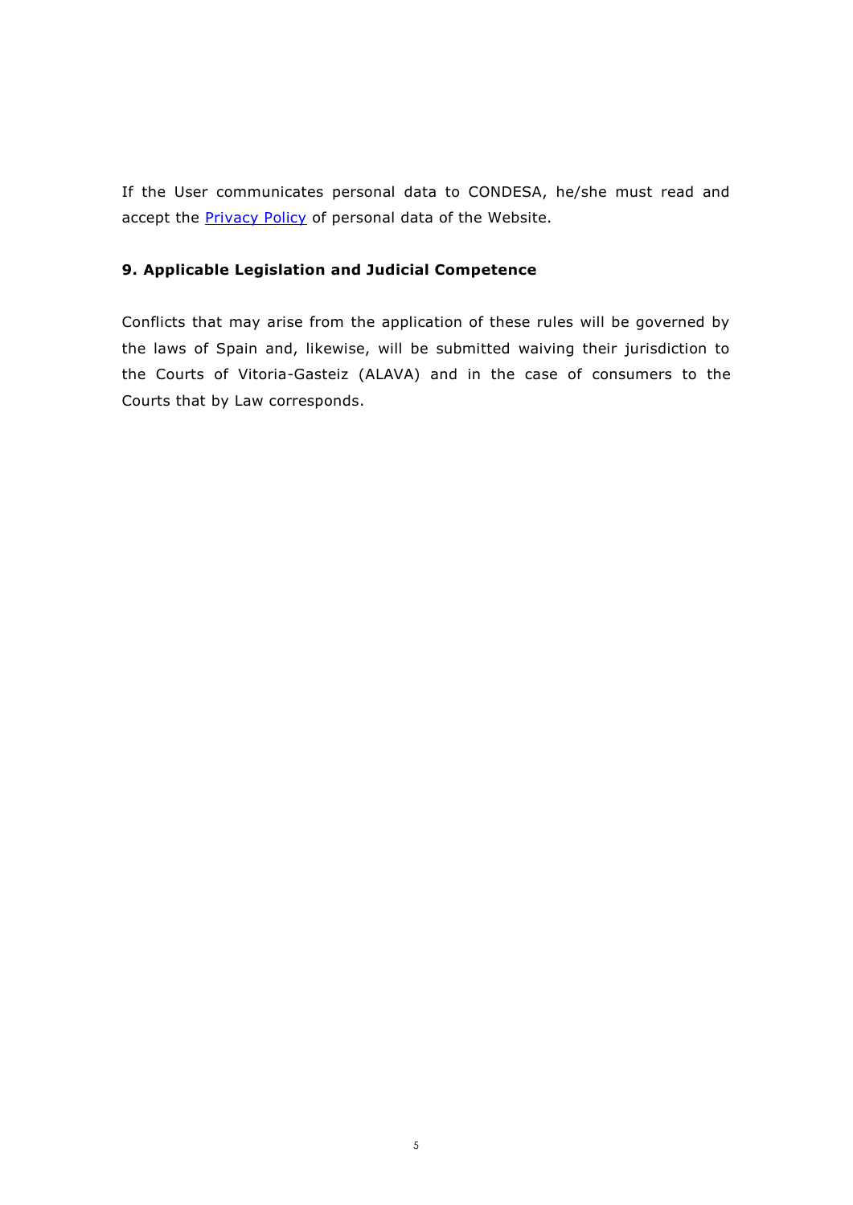If the User communicates personal data to CONDESA, he/she must read and accept the Privacy Policy of personal data of the Website.

**9. Applicable Legislation and Judicial Competence**

Conflicts that may arise from the application of these rules will be governed by the laws of Spain and, likewise, will be submitted waiving their jurisdiction to the Courts of Vitoria-Gasteiz (ALAVA) and in the case of consumers to the Courts that by Law corresponds.